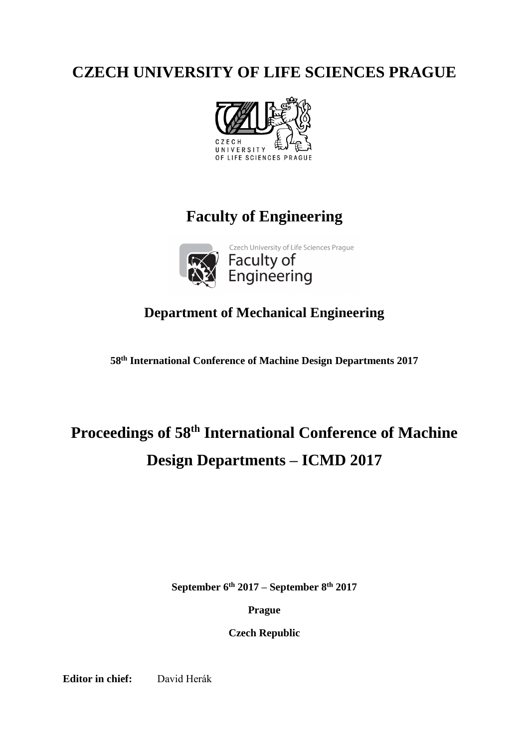# CZECH UNIVERSITY OF LIFE SCIENCES PRAGUE

## Faculty of Engineering

### Department of Mechanical Engineering

**58th International Conference of Machine Design Departments 2017**

# Proceedings of 58th International Conference of Machine Design Departments – ICMD 2017

**September 6th 2017 – September 8th 2017**

**Prague**

**Czech Republic**

**Editor in chief:** David Herák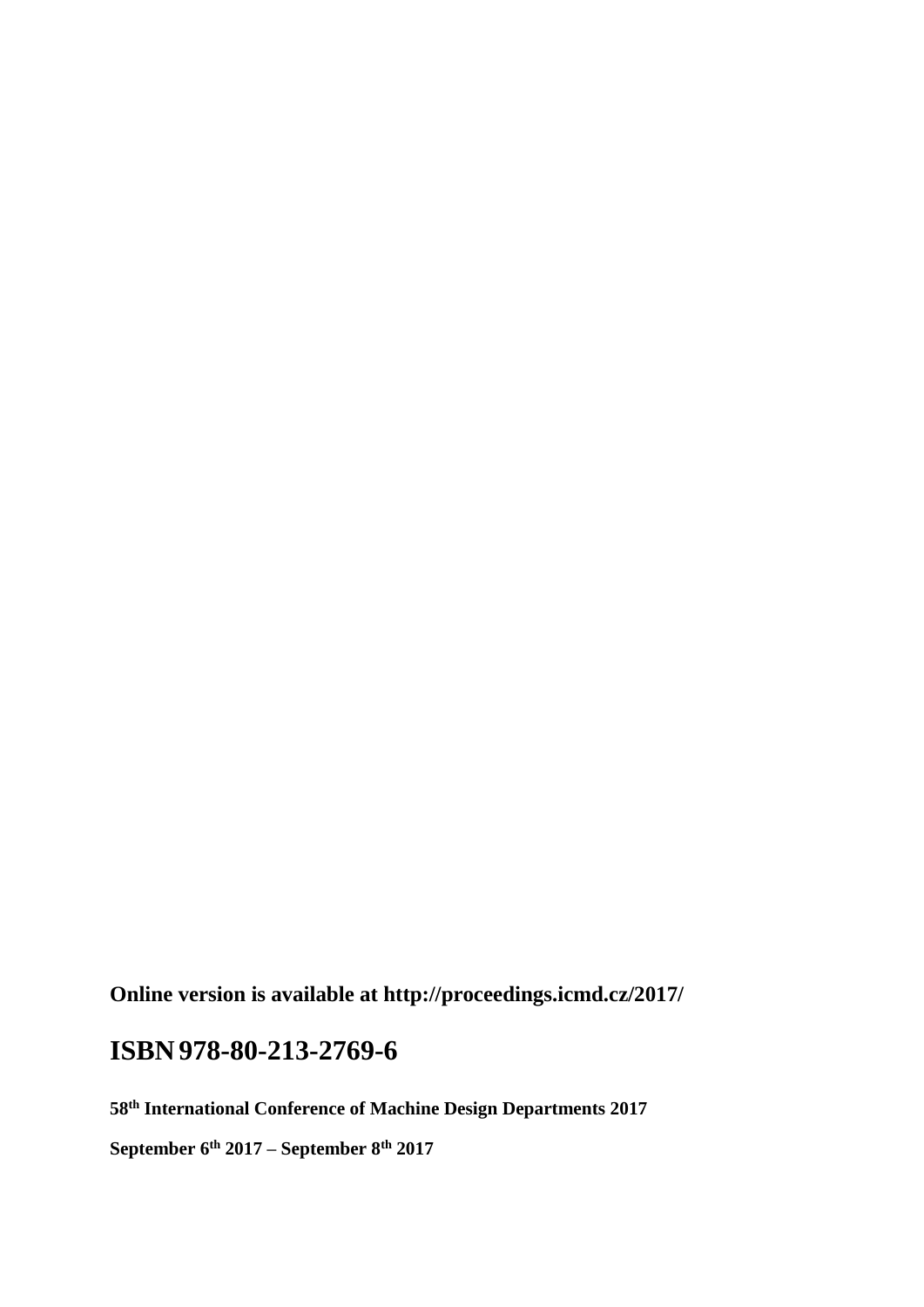**Online version is available at http://proceedings.icmd.cz/2017/**

## ISBN 978-80-213-2769-6

**58th International Conference of Machine Design Departments 2017**

**September 6th 2017 – September 8th 2017**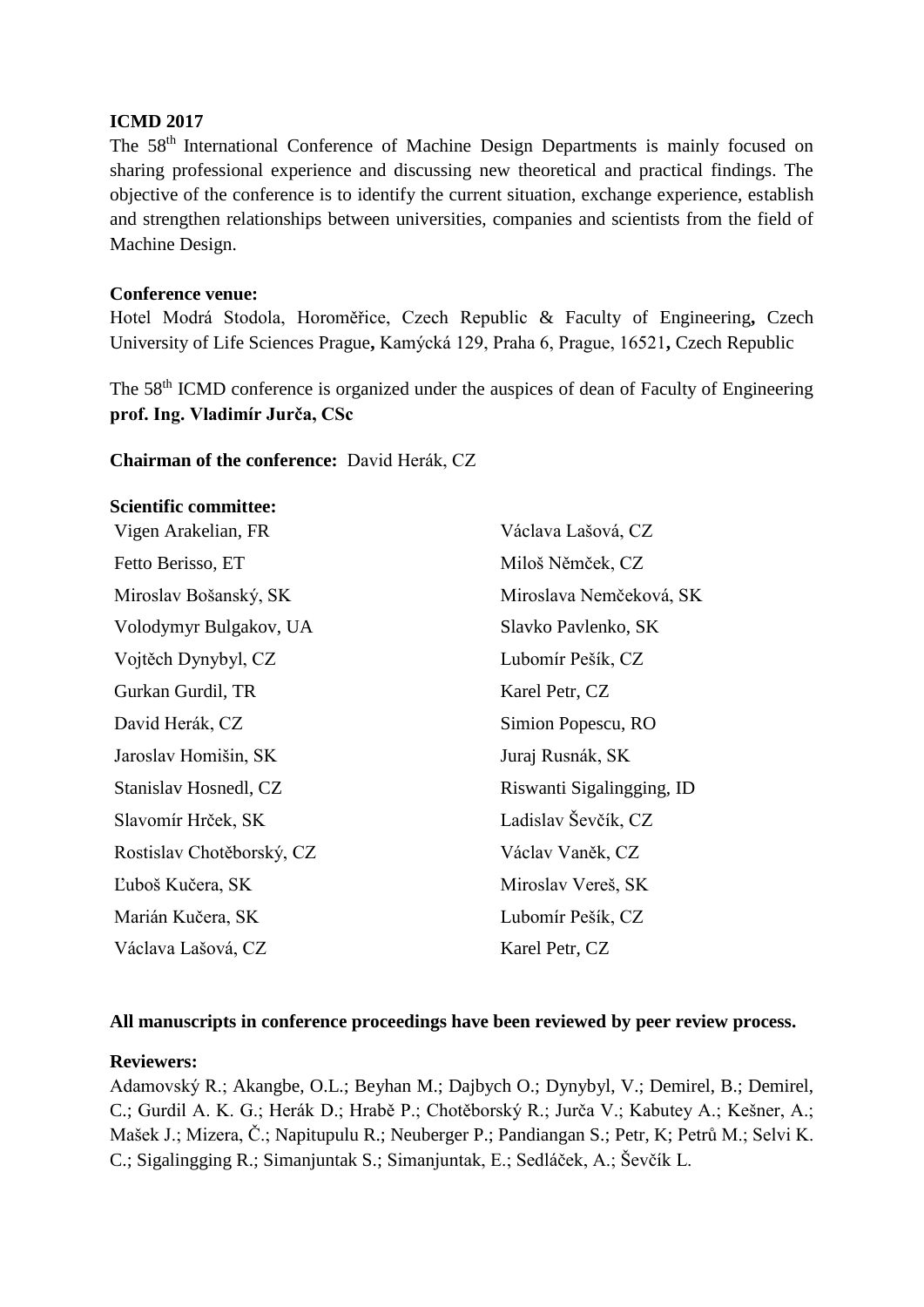**ICMD 2017**

The 58th International Conference of Machine Design Departments is mainly focused on sharing professional experience and discussing new theoretical and practical findings. The objective of the conference is to identify the current situation, exchange experience, establish and strengthen relationships between universities, companies and scientists from the field of Machine Design.

**Conference venue:**

Hotel Modrá Stodola, Horoměřice, Czech Republic & Faculty of Engineering**,** Czech University of Life Sciences Prague**,** Kamýcká 129, Praha 6, Prague, 16521**,** Czech Republic

The 58th ICMD conference is organized under the auspices of dean of Faculty of Engineering **prof. Ing. Vladimír Jurča, CSc**

**Chairman of the conference:** David Herák, CZ

**Scientific committee:**

| | |
|---|---|
| Vigen Arakelian, FR | Václava Lašová, CZ |
| Fetto Berisso, ET | Miloš Němček, CZ |
| Miroslav Bošanský, SK | Miroslava Nemčeková, SK |
| Volodymyr Bulgakov, UA | Slavko Pavlenko, SK |
| Vojtěch Dynybyl, CZ | Lubomír Pešík, CZ |
| Gurkan Gurdil, TR | Karel Petr, CZ |
| David Herák, CZ | Simion Popescu, RO |
| Jaroslav Homišin, SK | Juraj Rusnák, SK |
| Stanislav Hosnedl, CZ | Riswanti Sigalingging, ID |
| Slavomír Hrček, SK | Ladislav Ševčík, CZ |
| Rostislav Chotěborský, CZ | Václav Vaněk, CZ |
| Ľuboš Kučera, SK | Miroslav Vereš, SK |
| Marián Kučera, SK | Lubomír Pešík, CZ |
| Václava Lašová, CZ | Karel Petr, CZ |

**All manuscripts in conference proceedings have been reviewed by peer review process.**

**Reviewers:**

Adamovský R.; Akangbe, O.L.; Beyhan M.; Dajbych O.; Dynybyl, V.; Demirel, B.; Demirel, C.; Gurdil A. K. G.; Herák D.; Hrabě P.; Chotěborský R.; Jurča V.; Kabutey A.; Kešner, A.; Mašek J.; Mizera, Č.; Napitupulu R.; Neuberger P.; Pandiangan S.; Petr, K; Petrů M.; Selvi K. C.; Sigalingging R.; Simanjuntak S.; Simanjuntak, E.; Sedláček, A.; Ševčík L.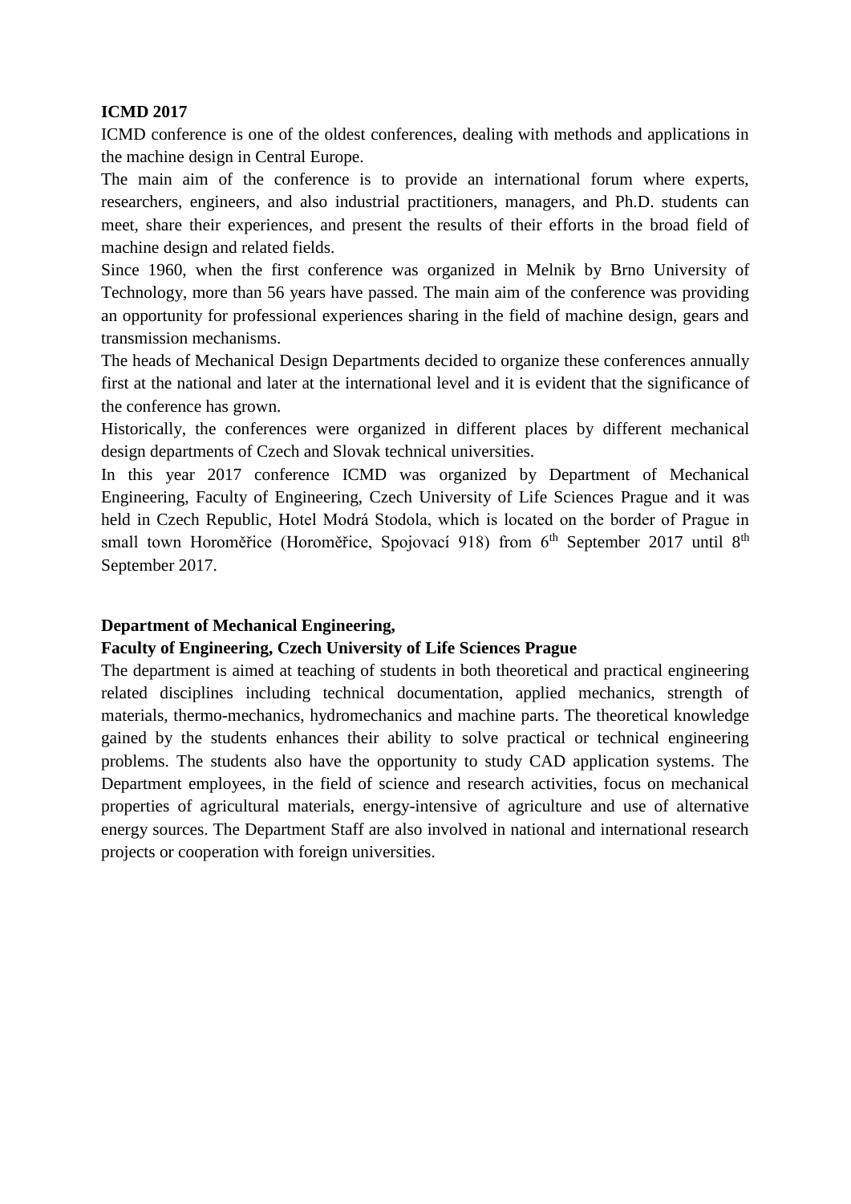**ICMD 2017**

ICMD conference is one of the oldest conferences, dealing with methods and applications in the machine design in Central Europe.

The main aim of the conference is to provide an international forum where experts, researchers, engineers, and also industrial practitioners, managers, and Ph.D. students can meet, share their experiences, and present the results of their efforts in the broad field of machine design and related fields.

Since 1960, when the first conference was organized in Melnik by Brno University of Technology, more than 56 years have passed. The main aim of the conference was providing an opportunity for professional experiences sharing in the field of machine design, gears and transmission mechanisms.

The heads of Mechanical Design Departments decided to organize these conferences annually first at the national and later at the international level and it is evident that the significance of the conference has grown.

Historically, the conferences were organized in different places by different mechanical design departments of Czech and Slovak technical universities.

In this year 2017 conference ICMD was organized by Department of Mechanical Engineering, Faculty of Engineering, Czech University of Life Sciences Prague and it was held in Czech Republic, Hotel Modrá Stodola, which is located on the border of Prague in small town Horoměřice (Horoměřice, Spojovací 918) from 6th September 2017 until 8th September 2017.

**Department of Mechanical Engineering,**
**Faculty of Engineering, Czech University of Life Sciences Prague**

The department is aimed at teaching of students in both theoretical and practical engineering related disciplines including technical documentation, applied mechanics, strength of materials, thermo-mechanics, hydromechanics and machine parts. The theoretical knowledge gained by the students enhances their ability to solve practical or technical engineering problems. The students also have the opportunity to study CAD application systems. The Department employees, in the field of science and research activities, focus on mechanical properties of agricultural materials, energy-intensive of agriculture and use of alternative energy sources. The Department Staff are also involved in national and international research projects or cooperation with foreign universities.